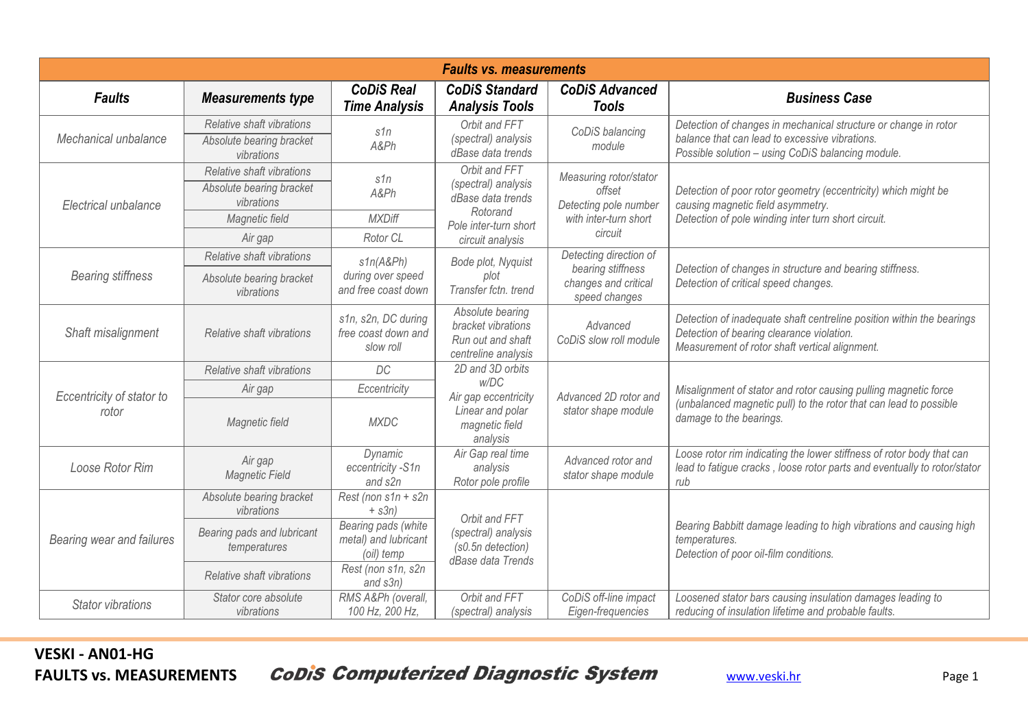| Faults vs. measurements | | | | | |
|---|---|---|---|---|---|
| ***Faults*** | ***Measurements type*** | ***CoDiS Real Time Analysis*** | ***CoDiS Standard Analysis Tools*** | ***CoDiS Advanced Tools*** | ***Business Case*** |
| *Mechanical unbalance* | *Relative shaft vibrations* | *s1n A&Ph* | *Orbit and FFT (spectral) analysis dBase data trends* | *CoDiS balancing module* | *Detection of changes in mechanical structure or change in rotor balance that can lead to excessive vibrations. Possible solution – using CoDiS balancing module.* |
| | *Absolute bearing bracket vibrations* | | | | |
| *Electrical unbalance* | *Relative shaft vibrations* | *s1n A&Ph* | *Orbit and FFT (spectral) analysis dBase data trends Rotorand Pole inter-turn short circuit analysis* | *Measuring rotor/stator offset Detecting pole number with inter-turn short circuit* | *Detection of poor rotor geometry (eccentricity) which might be causing magnetic field asymmetry. Detection of pole winding inter turn short circuit.* |
| | *Absolute bearing bracket vibrations* | | | | |
| | *Magnetic field* | *MXDiff* | | | |
| | *Air gap* | *Rotor CL* | | | |
| *Bearing stiffness* | *Relative shaft vibrations* | *s1n(A&Ph) during over speed and free coast down* | *Bode plot, Nyquist plot Transfer fctn. trend* | *Detecting direction of bearing stiffness changes and critical speed changes* | *Detection of changes in structure and bearing stiffness. Detection of critical speed changes.* |
| | *Absolute bearing bracket vibrations* | | | | |
| *Shaft misalignment* | *Relative shaft vibrations* | *s1n, s2n, DC during free coast down and slow roll* | *Absolute bearing bracket vibrations Run out and shaft centreline analysis* | *Advanced CoDiS slow roll module* | *Detection of inadequate shaft centreline position within the bearings Detection of bearing clearance violation. Measurement of rotor shaft vertical alignment.* |
| *Eccentricity of stator to rotor* | *Relative shaft vibrations* | *DC* | *2D and 3D orbits w/DC Air gap eccentricity Linear and polar magnetic field analysis* | *Advanced 2D rotor and stator shape module* | *Misalignment of stator and rotor causing pulling magnetic force (unbalanced magnetic pull) to the rotor that can lead to possible damage to the bearings.* |
| | *Air gap* | *Eccentricity* | | | |
| | *Magnetic field* | *MXDC* | | | |
| *Loose Rotor Rim* | *Air gap Magnetic Field* | *Dynamic eccentricity -S1n and s2n* | *Air Gap real time analysis Rotor pole profile* | *Advanced rotor and stator shape module* | *Loose rotor rim indicating the lower stiffness of rotor body that can lead to fatigue cracks , loose rotor parts and eventually to rotor/stator rub* |
| *Bearing wear and failures* | *Absolute bearing bracket vibrations* | *Rest (non s1n + s2n + s3n)* | *Orbit and FFT (spectral) analysis (s0.5n detection) dBase data Trends* | | *Bearing Babbitt damage leading to high vibrations and causing high temperatures. Detection of poor oil-film conditions.* |
| | *Bearing pads and lubricant temperatures* | *Bearing pads (white metal) and lubricant (oil) temp* | | | |
| | *Relative shaft vibrations* | *Rest (non s1n, s2n and s3n)* | | | |
| *Stator vibrations* | *Stator core absolute vibrations* | *RMS A&Ph (overall, 100 Hz, 200 Hz,* | *Orbit and FFT (spectral) analysis* | *CoDiS off-line impact Eigen-frequencies* | *Loosened stator bars causing insulation damages leading to reducing of insulation lifetime and probable faults.* |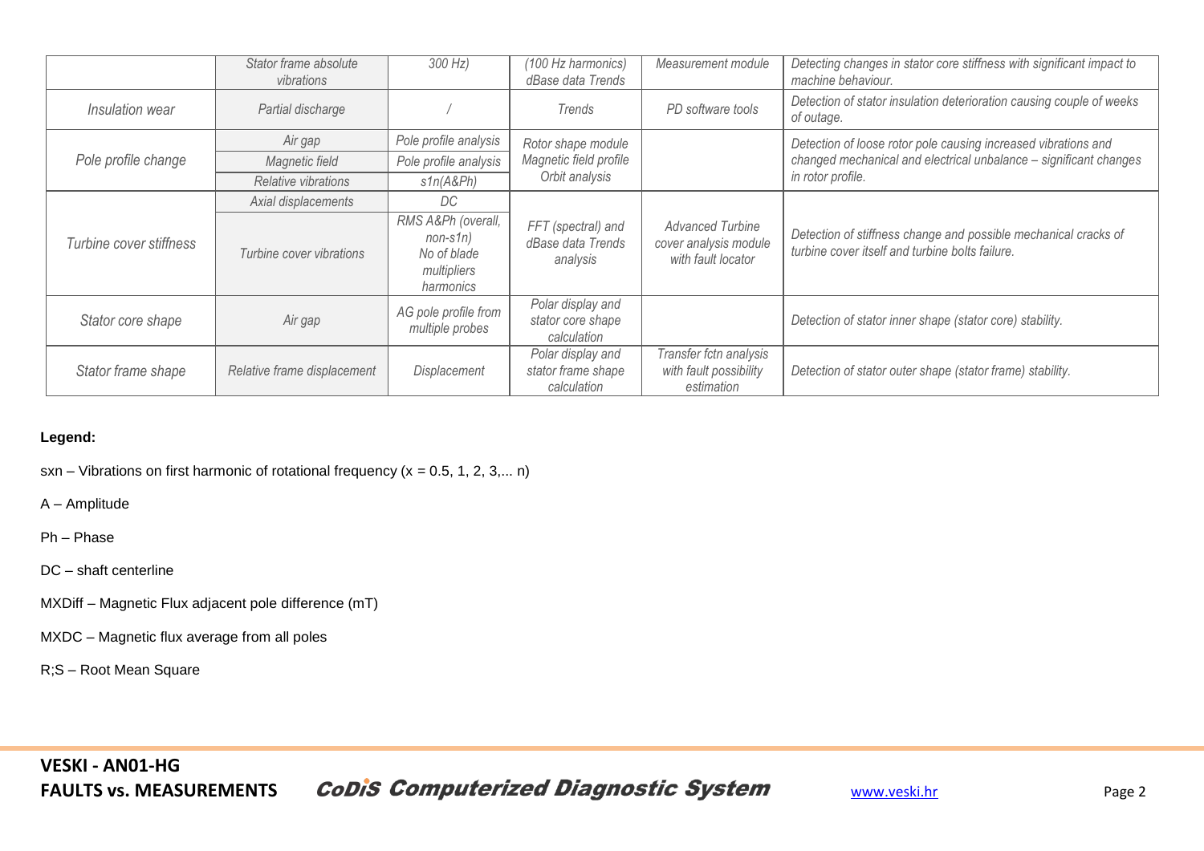| | | | | | |
|---|---|---|---|---|---|
| | Stator frame absolute vibrations | 300 Hz) | (100 Hz harmonics) dBase data Trends | Measurement module | Detecting changes in stator core stiffness with significant impact to machine behaviour. |
| Insulation wear | Partial discharge | / | Trends | PD software tools | Detection of stator insulation deterioration causing couple of weeks of outage. |
| Pole profile change | Air gap | Pole profile analysis | Rotor shape module Magnetic field profile Orbit analysis | | Detection of loose rotor pole causing increased vibrations and changed mechanical and electrical unbalance – significant changes in rotor profile. |
| | Magnetic field | Pole profile analysis | | | |
| | Relative vibrations | s1n(A&Ph) | | | |
| Turbine cover stiffness | Axial displacements | DC | FFT (spectral) and dBase data Trends analysis | Advanced Turbine cover analysis module with fault locator | Detection of stiffness change and possible mechanical cracks of turbine cover itself and turbine bolts failure. |
| | Turbine cover vibrations | RMS A&Ph (overall, non-s1n) No of blade multipliers harmonics | | | |
| Stator core shape | Air gap | AG pole profile from multiple probes | Polar display and stator core shape calculation | | Detection of stator inner shape (stator core) stability. |
| Stator frame shape | Relative frame displacement | Displacement | Polar display and stator frame shape calculation | Transfer fctn analysis with fault possibility estimation | Detection of stator outer shape (stator frame) stability. |

**Legend:**

sxn – Vibrations on first harmonic of rotational frequency (x = 0.5, 1, 2, 3,... n)

A – Amplitude

Ph – Phase

DC – shaft centerline

MXDiff – Magnetic Flux adjacent pole difference (mT)

MXDC – Magnetic flux average from all poles

R;S – Root Mean Square